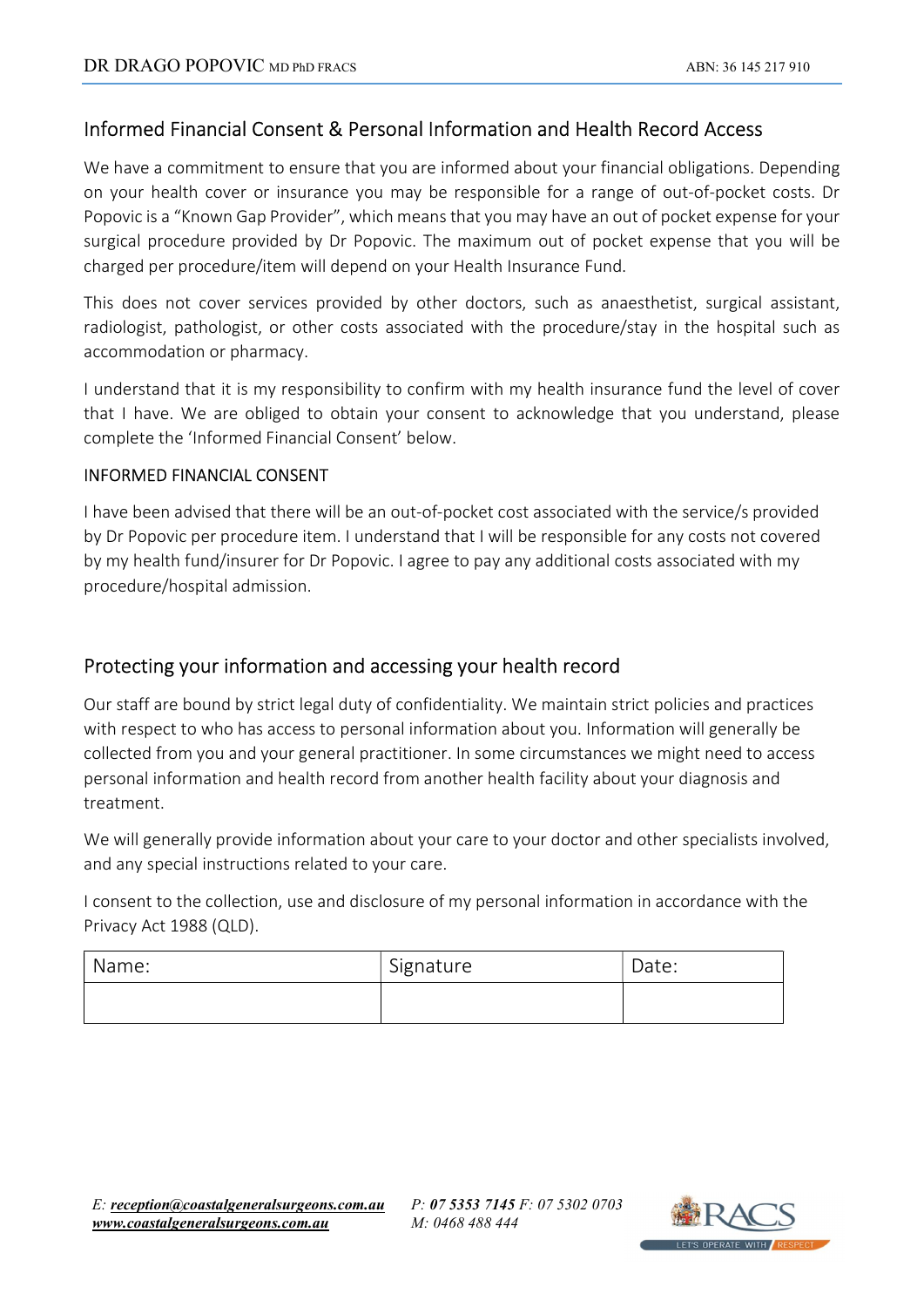DR DRAGO POPOVIC MD PhD FRACS ABN: 36 145 217 910

## Informed Financial Consent & Personal Information and Health Record Access

We have a commitment to ensure that you are informed about your financial obligations. Depending on your health cover or insurance you may be responsible for a range of out-of-pocket costs. Dr Popovic is a "Known Gap Provider", which means that you may have an out of pocket expense for your surgical procedure provided by Dr Popovic. The maximum out of pocket expense that you will be charged per procedure/item will depend on your Health Insurance Fund.

This does not cover services provided by other doctors, such as anaesthetist, surgical assistant, radiologist, pathologist, or other costs associated with the procedure/stay in the hospital such as accommodation or pharmacy.

I understand that it is my responsibility to confirm with my health insurance fund the level of cover that I have. We are obliged to obtain your consent to acknowledge that you understand, please complete the 'Informed Financial Consent' below.

### INFORMED FINANCIAL CONSENT

I have been advised that there will be an out-of-pocket cost associated with the service/s provided by Dr Popovic per procedure item. I understand that I will be responsible for any costs not covered by my health fund/insurer for Dr Popovic. I agree to pay any additional costs associated with my procedure/hospital admission.

## Protecting your information and accessing your health record

Our staff are bound by strict legal duty of confidentiality. We maintain strict policies and practices with respect to who has access to personal information about you. Information will generally be collected from you and your general practitioner. In some circumstances we might need to access personal information and health record from another health facility about your diagnosis and treatment.

We will generally provide information about your care to your doctor and other specialists involved, and any special instructions related to your care.

I consent to the collection, use and disclosure of my personal information in accordance with the Privacy Act 1988 (QLD).

| Name: | Signature | Date: |
|---|---|---|
| | | |

*E: **reception@coastalgeneralsurgeons.com.au***
***www.coastalgeneralsurgeons.com.au***

*P: **07 5353 7145** F: 07 5302 0703*
*M: 0468 488 444*

RACS LET'S OPERATE WITH RESPECT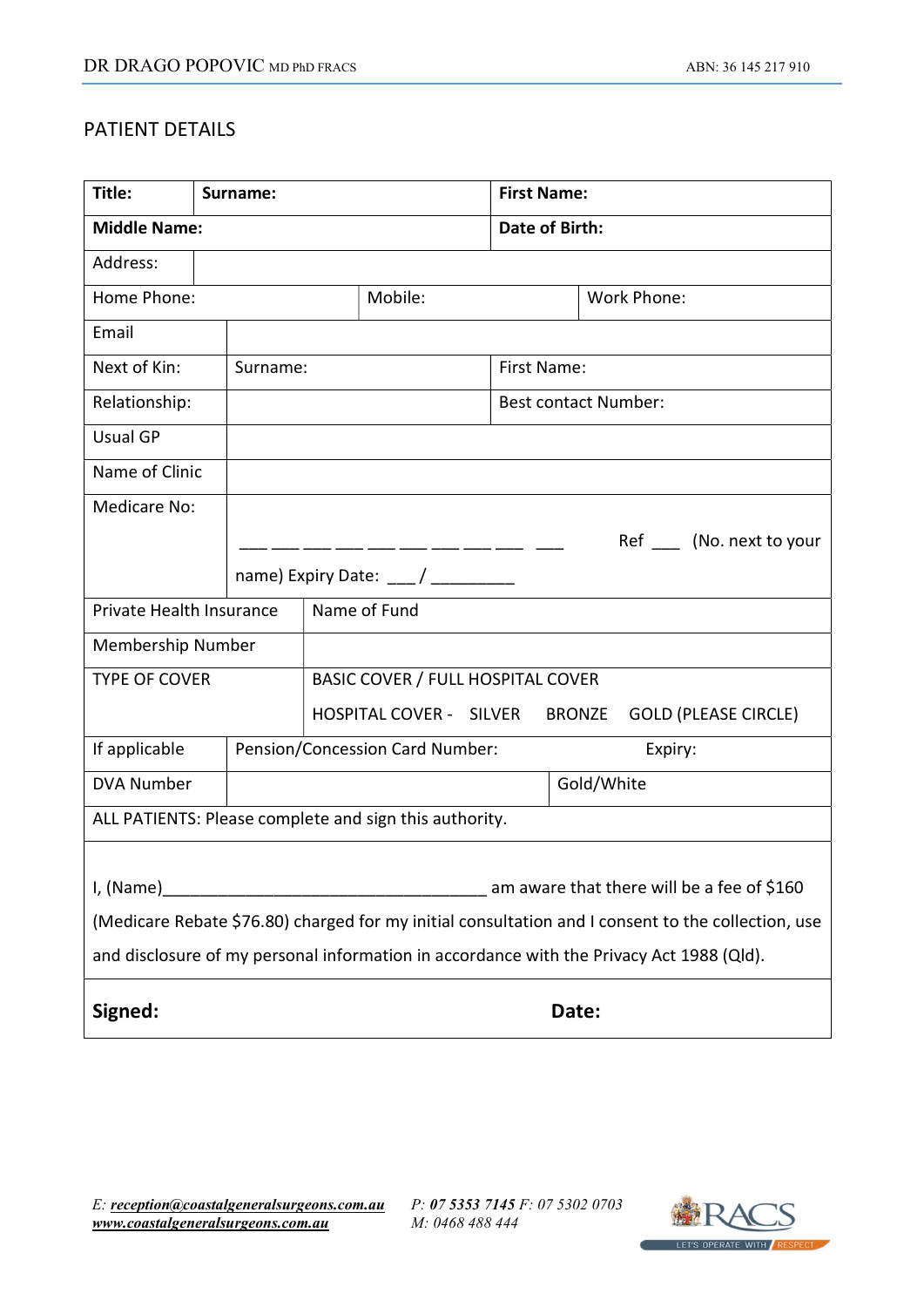# PATIENT DETAILS

| | | | |
|---|---|---|---|
| **Title:** | **Surname:** | **First Name:** | |
| **Middle Name:** | | **Date of Birth:** | |
| Address: | | | |
| Home Phone: | Mobile: | Work Phone: | |
| Email | | | |
| Next of Kin: | Surname: | First Name: | |
| Relationship: | | Best contact Number: | |
| Usual GP | | | |
| Name of Clinic | | | |
| Medicare No: | ___ ___ ___ ___ ___ ___ ___ ___ ___ ___ Ref ___ (No. next to your name) Expiry Date: ___ / _________ | | |
| Private Health Insurance | Name of Fund | | |
| Membership Number | | | |
| TYPE OF COVER | BASIC COVER / FULL HOSPITAL COVER<br>HOSPITAL COVER - SILVER BRONZE GOLD (PLEASE CIRCLE) | | |
| If applicable | Pension/Concession Card Number: | Expiry: | |
| DVA Number | | Gold/White | |
| ALL PATIENTS: Please complete and sign this authority. | | | |

I, (Name)___________________________________ am aware that there will be a fee of $160 (Medicare Rebate $76.80) charged for my initial consultation and I consent to the collection, use and disclosure of my personal information in accordance with the Privacy Act 1988 (Qld).

**Signed:** **Date:**

*E: reception@coastalgeneralsurgeons.com.au*
*www.coastalgeneralsurgeons.com.au*

*P: 07 5353 7145 F: 07 5302 0703*
*M: 0468 488 444*

RACS LET'S OPERATE WITH RESPECT